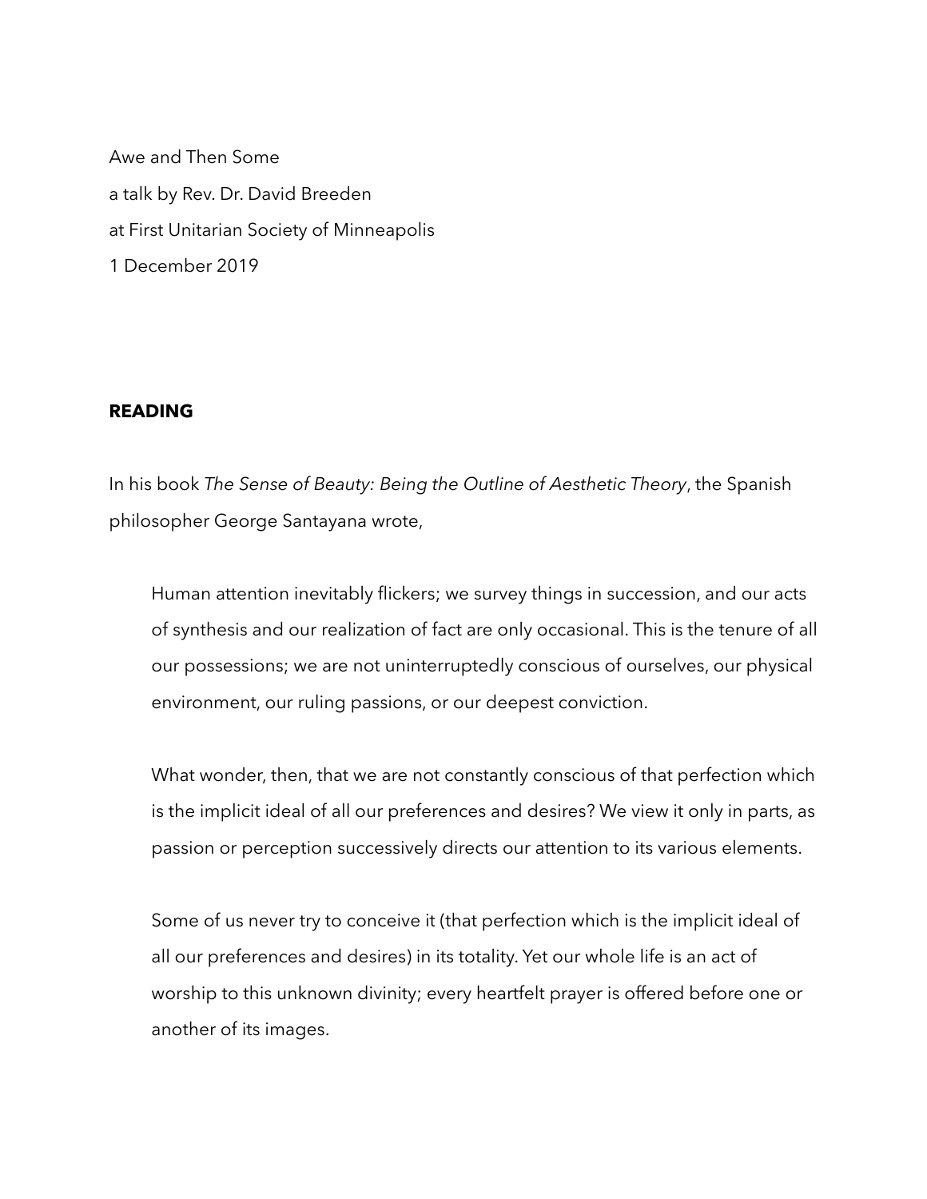Awe and Then Some

a talk by Rev. Dr. David Breeden

at First Unitarian Society of Minneapolis

1 December 2019

**READING**

In his book *The Sense of Beauty: Being the Outline of Aesthetic Theory*, the Spanish philosopher George Santayana wrote,

> Human attention inevitably flickers; we survey things in succession, and our acts of synthesis and our realization of fact are only occasional. This is the tenure of all our possessions; we are not uninterruptedly conscious of ourselves, our physical environment, our ruling passions, or our deepest conviction.
>
> What wonder, then, that we are not constantly conscious of that perfection which is the implicit ideal of all our preferences and desires? We view it only in parts, as passion or perception successively directs our attention to its various elements.
>
> Some of us never try to conceive it (that perfection which is the implicit ideal of all our preferences and desires) in its totality. Yet our whole life is an act of worship to this unknown divinity; every heartfelt prayer is offered before one or another of its images.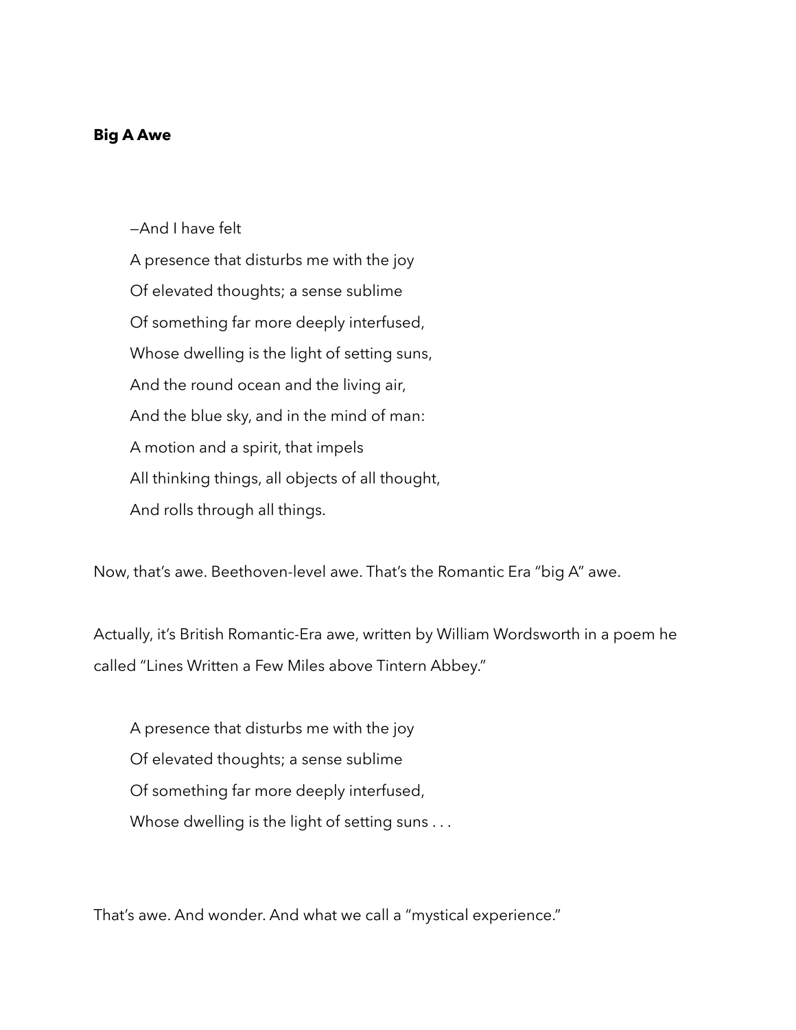**Big A Awe**

> —And I have felt
> A presence that disturbs me with the joy
> Of elevated thoughts; a sense sublime
> Of something far more deeply interfused,
> Whose dwelling is the light of setting suns,
> And the round ocean and the living air,
> And the blue sky, and in the mind of man:
> A motion and a spirit, that impels
> All thinking things, all objects of all thought,
> And rolls through all things.

Now, that's awe. Beethoven-level awe. That's the Romantic Era "big A" awe.

Actually, it's British Romantic-Era awe, written by William Wordsworth in a poem he called "Lines Written a Few Miles above Tintern Abbey."

> A presence that disturbs me with the joy
> Of elevated thoughts; a sense sublime
> Of something far more deeply interfused,
> Whose dwelling is the light of setting suns . . .

That's awe. And wonder. And what we call a "mystical experience."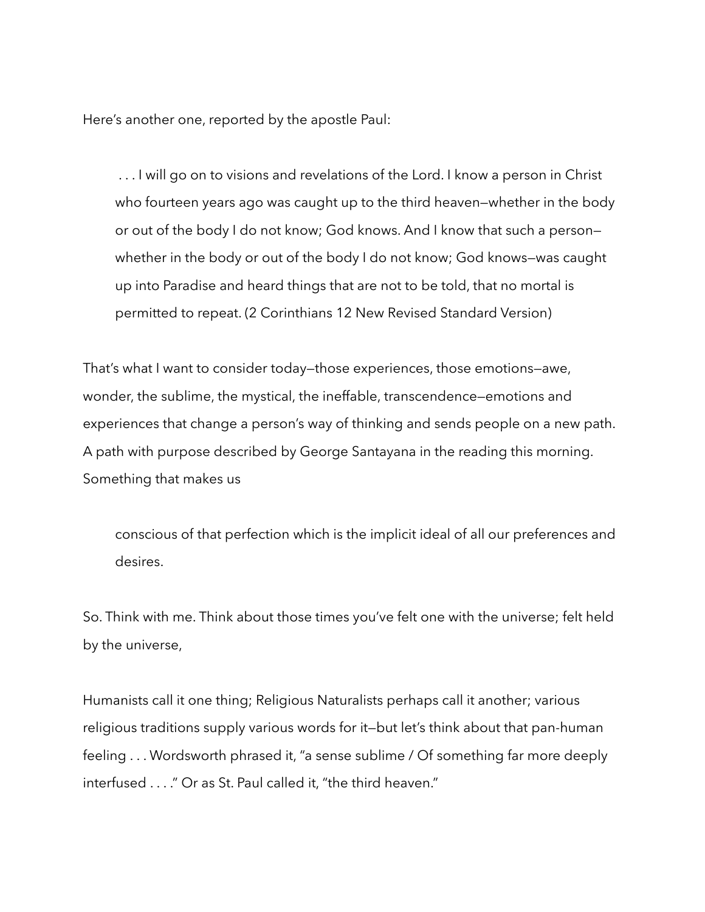Here's another one, reported by the apostle Paul:

> . . . I will go on to visions and revelations of the Lord. I know a person in Christ who fourteen years ago was caught up to the third heaven—whether in the body or out of the body I do not know; God knows. And I know that such a person—whether in the body or out of the body I do not know; God knows—was caught up into Paradise and heard things that are not to be told, that no mortal is permitted to repeat. (2 Corinthians 12 New Revised Standard Version)

That's what I want to consider today—those experiences, those emotions—awe, wonder, the sublime, the mystical, the ineffable, transcendence—emotions and experiences that change a person's way of thinking and sends people on a new path. A path with purpose described by George Santayana in the reading this morning. Something that makes us

> conscious of that perfection which is the implicit ideal of all our preferences and desires.

So. Think with me. Think about those times you've felt one with the universe; felt held by the universe,

Humanists call it one thing; Religious Naturalists perhaps call it another; various religious traditions supply various words for it—but let's think about that pan-human feeling . . . Wordsworth phrased it, "a sense sublime / Of something far more deeply interfused . . . ." Or as St. Paul called it, "the third heaven."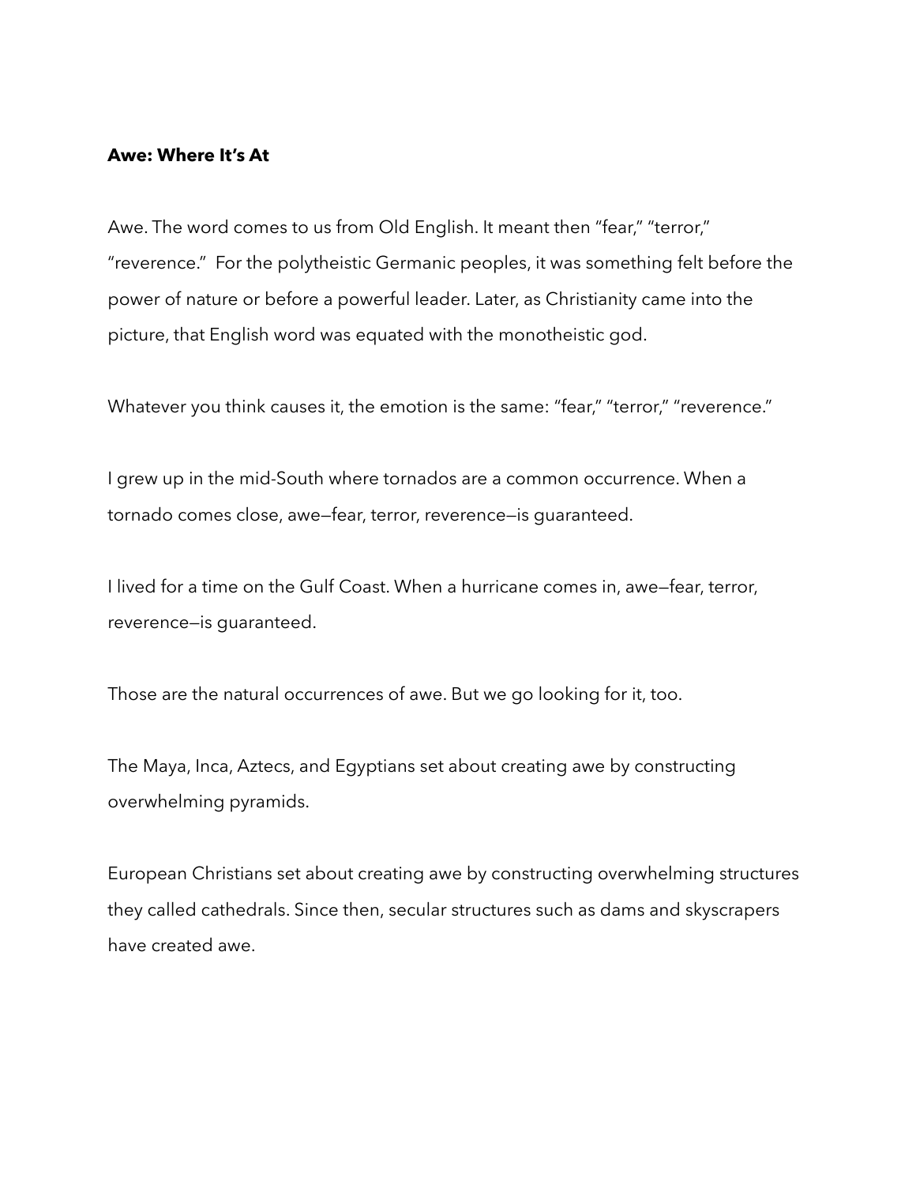**Awe: Where It's At**

Awe. The word comes to us from Old English. It meant then "fear," "terror," "reverence." For the polytheistic Germanic peoples, it was something felt before the power of nature or before a powerful leader. Later, as Christianity came into the picture, that English word was equated with the monotheistic god.

Whatever you think causes it, the emotion is the same: "fear," "terror," "reverence."

I grew up in the mid-South where tornados are a common occurrence. When a tornado comes close, awe—fear, terror, reverence—is guaranteed.

I lived for a time on the Gulf Coast. When a hurricane comes in, awe—fear, terror, reverence—is guaranteed.

Those are the natural occurrences of awe. But we go looking for it, too.

The Maya, Inca, Aztecs, and Egyptians set about creating awe by constructing overwhelming pyramids.

European Christians set about creating awe by constructing overwhelming structures they called cathedrals. Since then, secular structures such as dams and skyscrapers have created awe.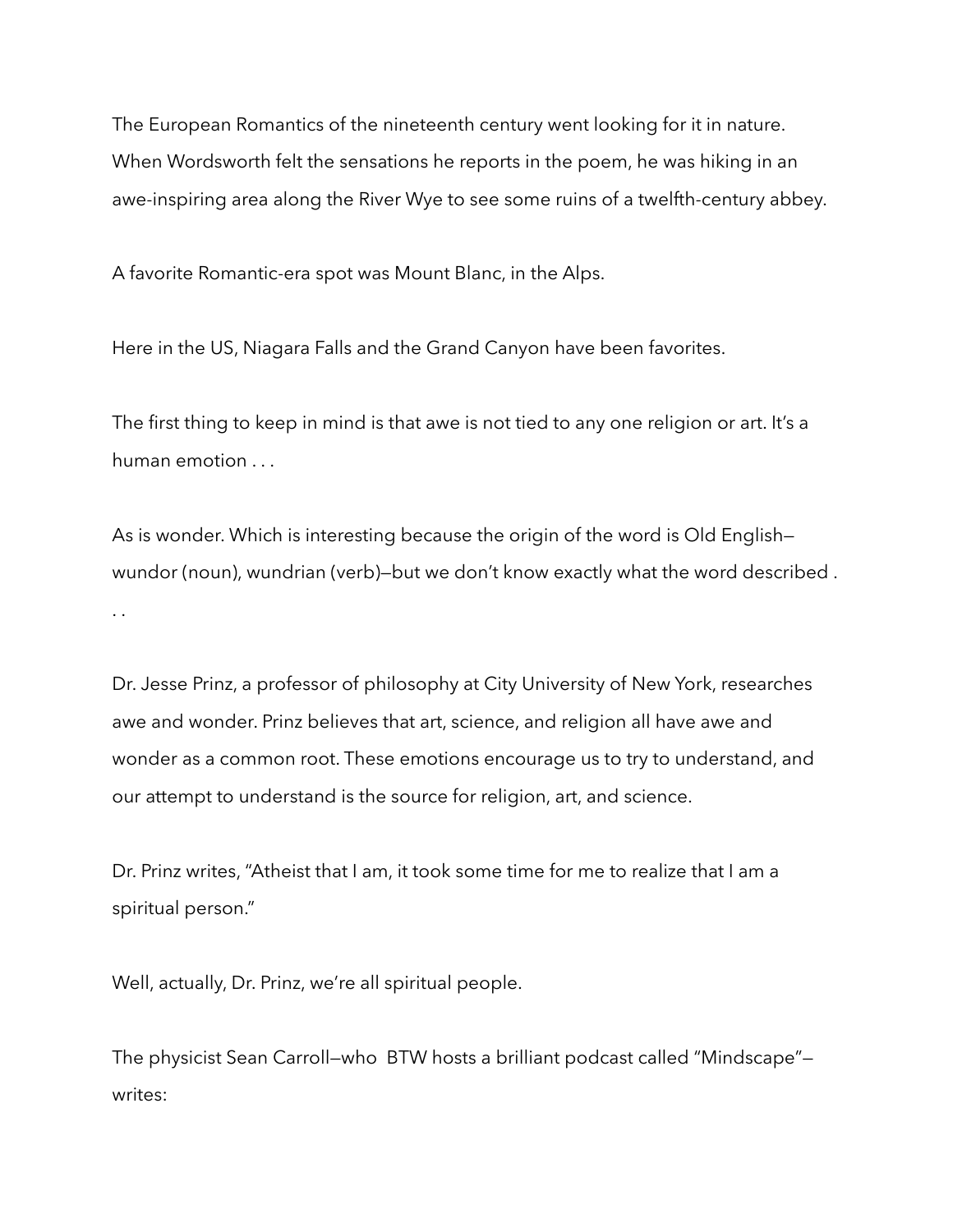The European Romantics of the nineteenth century went looking for it in nature. When Wordsworth felt the sensations he reports in the poem, he was hiking in an awe-inspiring area along the River Wye to see some ruins of a twelfth-century abbey.

A favorite Romantic-era spot was Mount Blanc, in the Alps.

Here in the US, Niagara Falls and the Grand Canyon have been favorites.

The first thing to keep in mind is that awe is not tied to any one religion or art. It's a human emotion . . .

As is wonder. Which is interesting because the origin of the word is Old English—wundor (noun), wundrian (verb)—but we don't know exactly what the word described . . .

Dr. Jesse Prinz, a professor of philosophy at City University of New York, researches awe and wonder. Prinz believes that art, science, and religion all have awe and wonder as a common root. These emotions encourage us to try to understand, and our attempt to understand is the source for religion, art, and science.

Dr. Prinz writes, "Atheist that I am, it took some time for me to realize that I am a spiritual person."

Well, actually, Dr. Prinz, we're all spiritual people.

The physicist Sean Carroll—who BTW hosts a brilliant podcast called "Mindscape"—writes: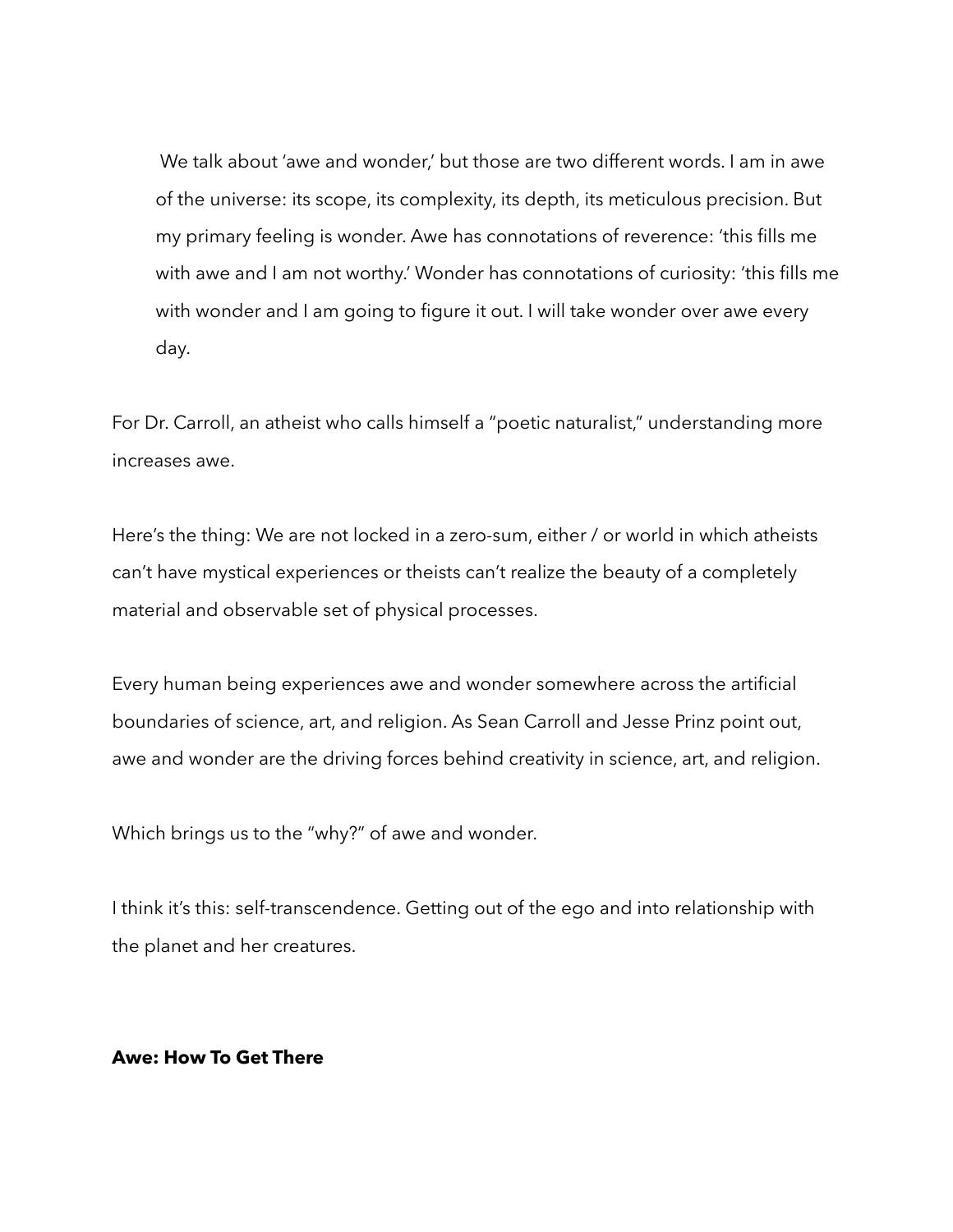> We talk about 'awe and wonder,' but those are two different words. I am in awe of the universe: its scope, its complexity, its depth, its meticulous precision. But my primary feeling is wonder. Awe has connotations of reverence: 'this fills me with awe and I am not worthy.' Wonder has connotations of curiosity: 'this fills me with wonder and I am going to figure it out. I will take wonder over awe every day.

For Dr. Carroll, an atheist who calls himself a "poetic naturalist," understanding more increases awe.

Here's the thing: We are not locked in a zero-sum, either / or world in which atheists can't have mystical experiences or theists can't realize the beauty of a completely material and observable set of physical processes.

Every human being experiences awe and wonder somewhere across the artificial boundaries of science, art, and religion. As Sean Carroll and Jesse Prinz point out, awe and wonder are the driving forces behind creativity in science, art, and religion.

Which brings us to the "why?" of awe and wonder.

I think it's this: self-transcendence. Getting out of the ego and into relationship with the planet and her creatures.

**Awe: How To Get There**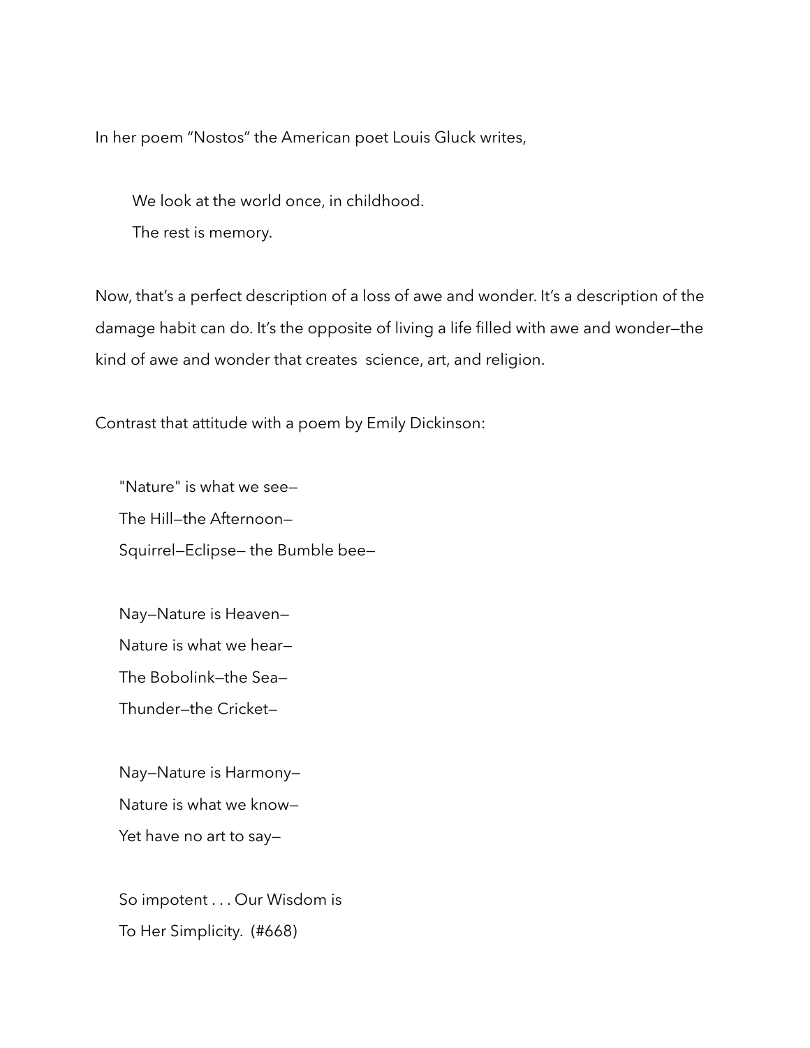In her poem "Nostos" the American poet Louis Gluck writes,

> We look at the world once, in childhood.
> The rest is memory.

Now, that's a perfect description of a loss of awe and wonder. It's a description of the damage habit can do. It's the opposite of living a life filled with awe and wonder—the kind of awe and wonder that creates science, art, and religion.

Contrast that attitude with a poem by Emily Dickinson:

> "Nature" is what we see—
> The Hill—the Afternoon—
> Squirrel—Eclipse— the Bumble bee—
>
> Nay—Nature is Heaven—
> Nature is what we hear—
> The Bobolink—the Sea—
> Thunder—the Cricket—
>
> Nay—Nature is Harmony—
> Nature is what we know—
> Yet have no art to say—
>
> So impotent . . . Our Wisdom is
> To Her Simplicity. (#668)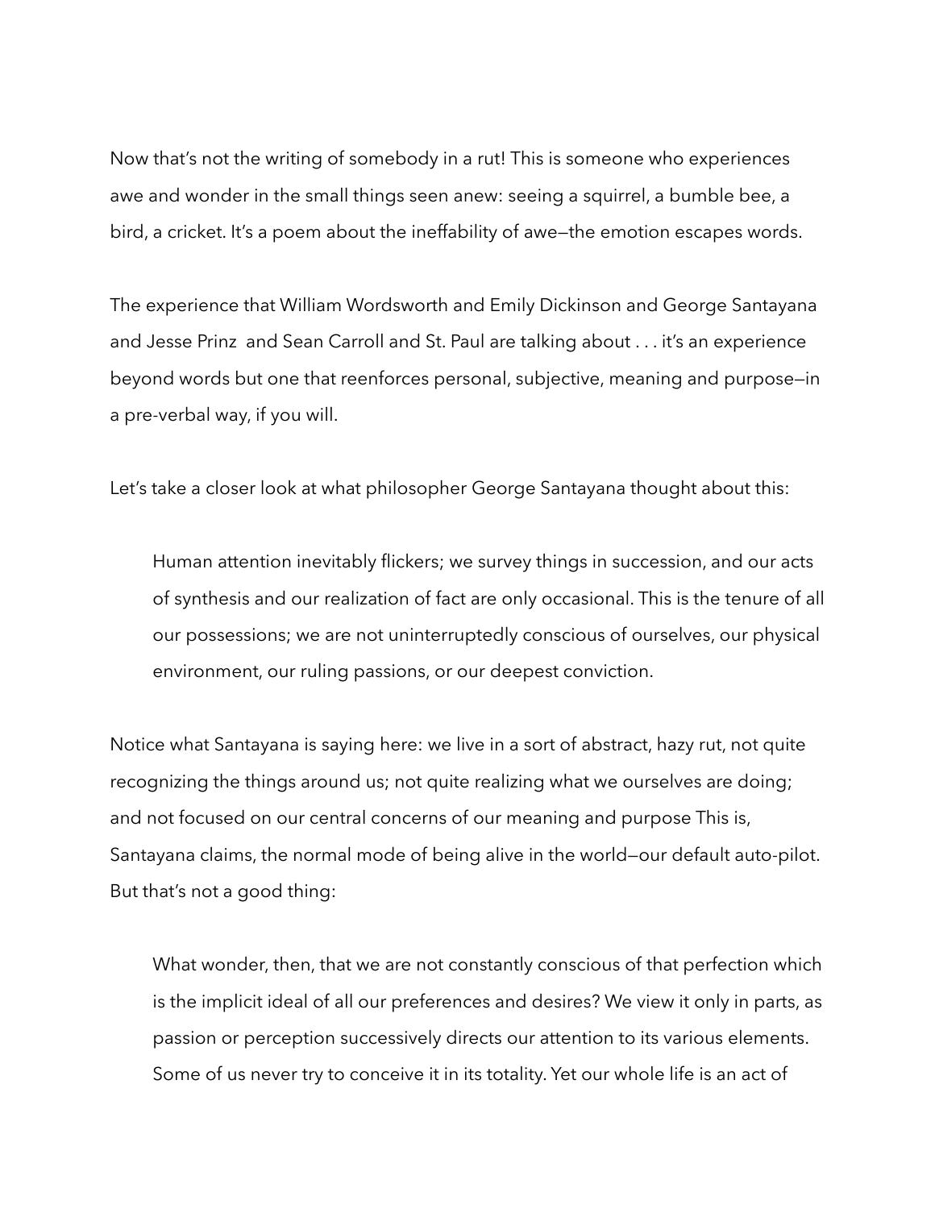Now that's not the writing of somebody in a rut! This is someone who experiences awe and wonder in the small things seen anew: seeing a squirrel, a bumble bee, a bird, a cricket. It's a poem about the ineffability of awe—the emotion escapes words.

The experience that William Wordsworth and Emily Dickinson and George Santayana and Jesse Prinz  and Sean Carroll and St. Paul are talking about . . . it's an experience beyond words but one that reenforces personal, subjective, meaning and purpose—in a pre-verbal way, if you will.

Let's take a closer look at what philosopher George Santayana thought about this:

> Human attention inevitably flickers; we survey things in succession, and our acts of synthesis and our realization of fact are only occasional. This is the tenure of all our possessions; we are not uninterruptedly conscious of ourselves, our physical environment, our ruling passions, or our deepest conviction.

Notice what Santayana is saying here: we live in a sort of abstract, hazy rut, not quite recognizing the things around us; not quite realizing what we ourselves are doing; and not focused on our central concerns of our meaning and purpose This is, Santayana claims, the normal mode of being alive in the world—our default auto-pilot. But that's not a good thing:

> What wonder, then, that we are not constantly conscious of that perfection which is the implicit ideal of all our preferences and desires? We view it only in parts, as passion or perception successively directs our attention to its various elements. Some of us never try to conceive it in its totality. Yet our whole life is an act of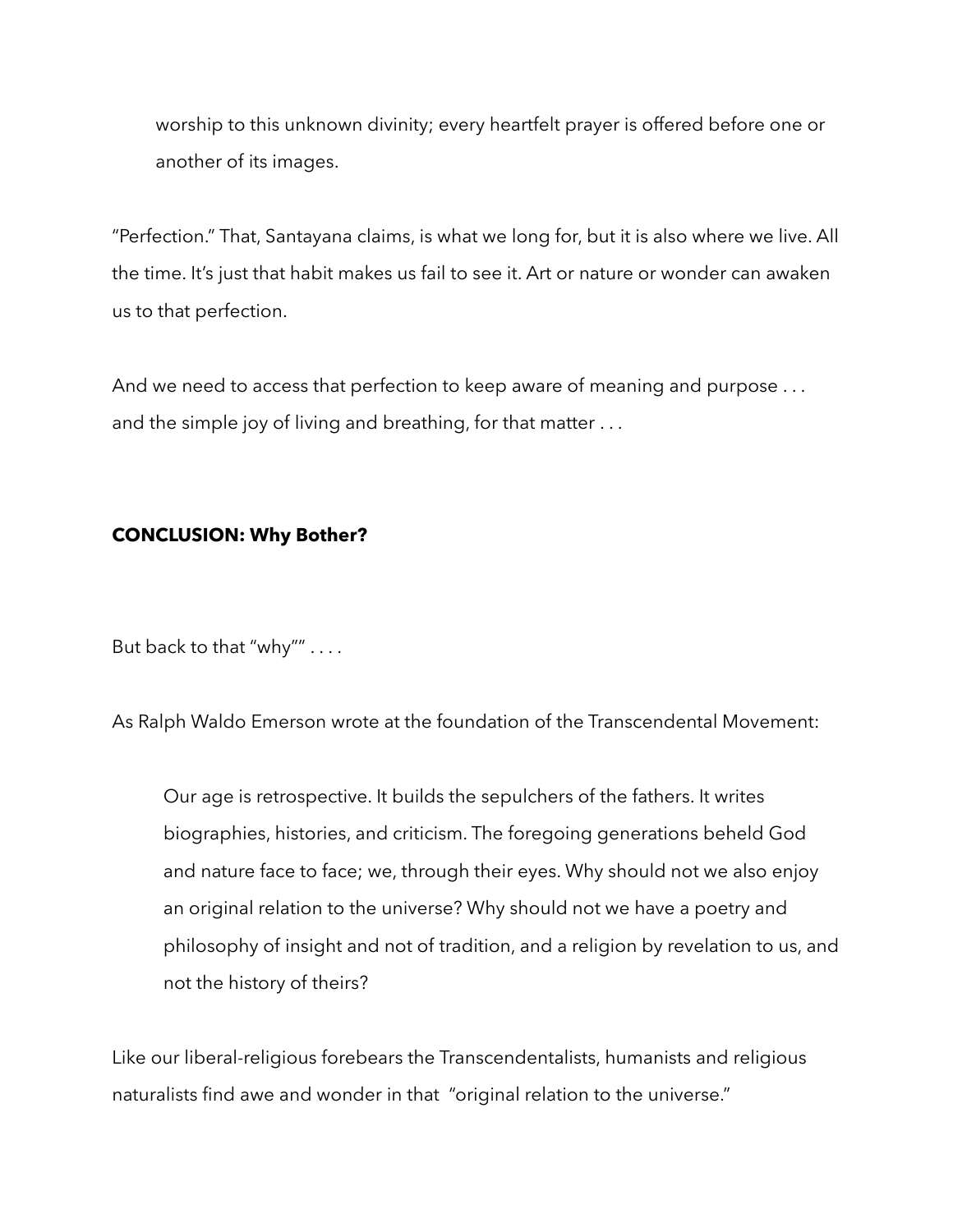> worship to this unknown divinity; every heartfelt prayer is offered before one or another of its images.

"Perfection." That, Santayana claims, is what we long for, but it is also where we live. All the time. It's just that habit makes us fail to see it. Art or nature or wonder can awaken us to that perfection.

And we need to access that perfection to keep aware of meaning and purpose . . . and the simple joy of living and breathing, for that matter . . .

**CONCLUSION: Why Bother?**

But back to that "why"" . . . .

As Ralph Waldo Emerson wrote at the foundation of the Transcendental Movement:

> Our age is retrospective. It builds the sepulchers of the fathers. It writes biographies, histories, and criticism. The foregoing generations beheld God and nature face to face; we, through their eyes. Why should not we also enjoy an original relation to the universe? Why should not we have a poetry and philosophy of insight and not of tradition, and a religion by revelation to us, and not the history of theirs?

Like our liberal-religious forebears the Transcendentalists, humanists and religious naturalists find awe and wonder in that "original relation to the universe."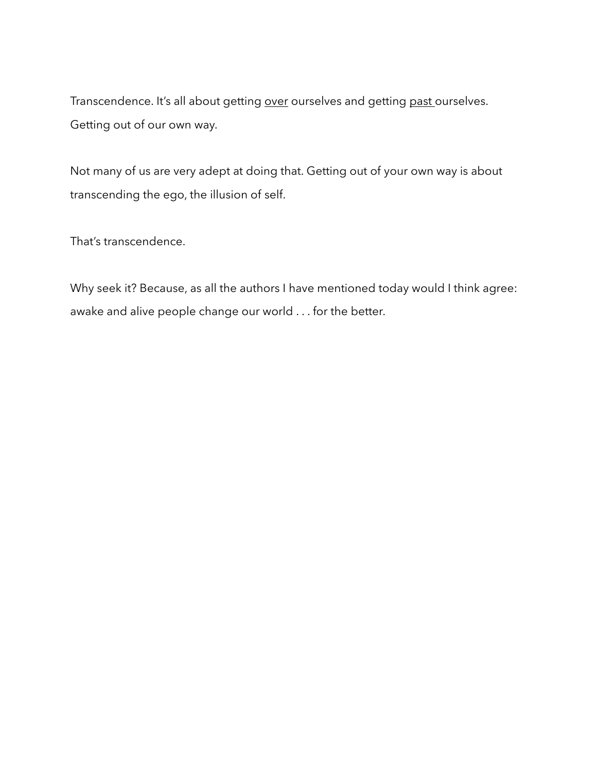Transcendence. It's all about getting <u>over</u> ourselves and getting <u>past</u> ourselves. Getting out of our own way.

Not many of us are very adept at doing that. Getting out of your own way is about transcending the ego, the illusion of self.

That's transcendence.

Why seek it? Because, as all the authors I have mentioned today would I think agree: awake and alive people change our world . . . for the better.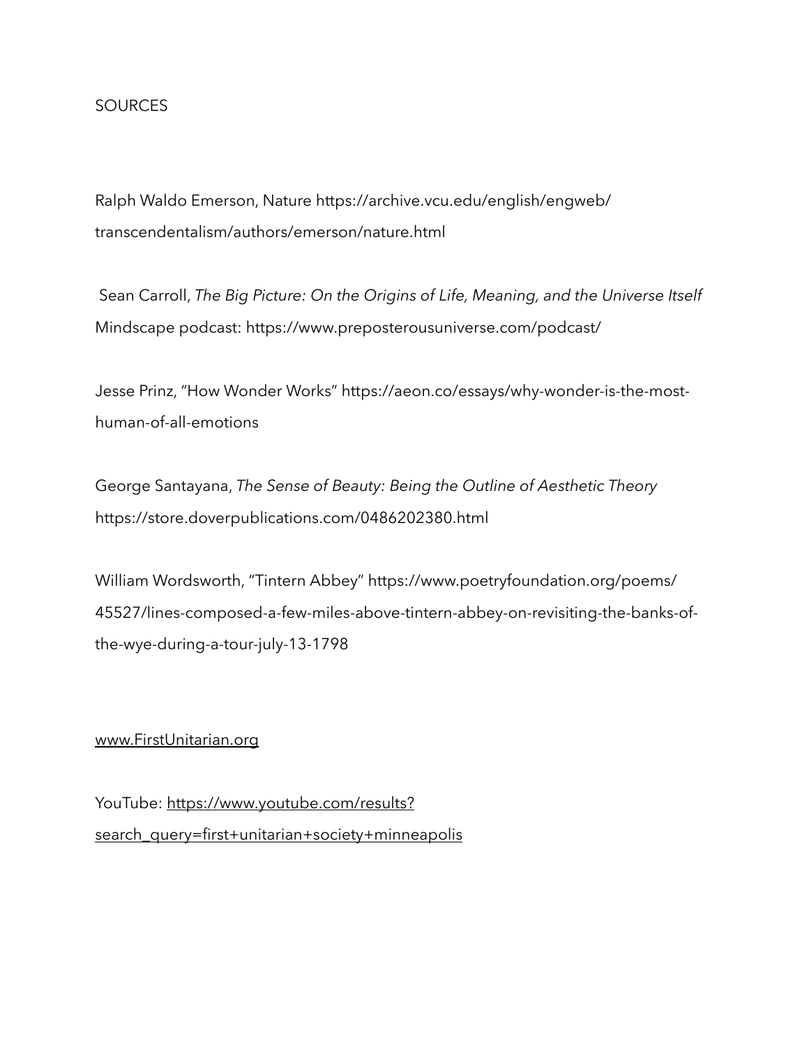SOURCES

Ralph Waldo Emerson, Nature https://archive.vcu.edu/english/engweb/transcendentalism/authors/emerson/nature.html

Sean Carroll, *The Big Picture: On the Origins of Life, Meaning, and the Universe Itself* Mindscape podcast: https://www.preposterousuniverse.com/podcast/

Jesse Prinz, "How Wonder Works" https://aeon.co/essays/why-wonder-is-the-most-human-of-all-emotions

George Santayana, *The Sense of Beauty: Being the Outline of Aesthetic Theory* https://store.doverpublications.com/0486202380.html

William Wordsworth, "Tintern Abbey" https://www.poetryfoundation.org/poems/45527/lines-composed-a-few-miles-above-tintern-abbey-on-revisiting-the-banks-of-the-wye-during-a-tour-july-13-1798

www.FirstUnitarian.org

YouTube: https://www.youtube.com/results?search_query=first+unitarian+society+minneapolis